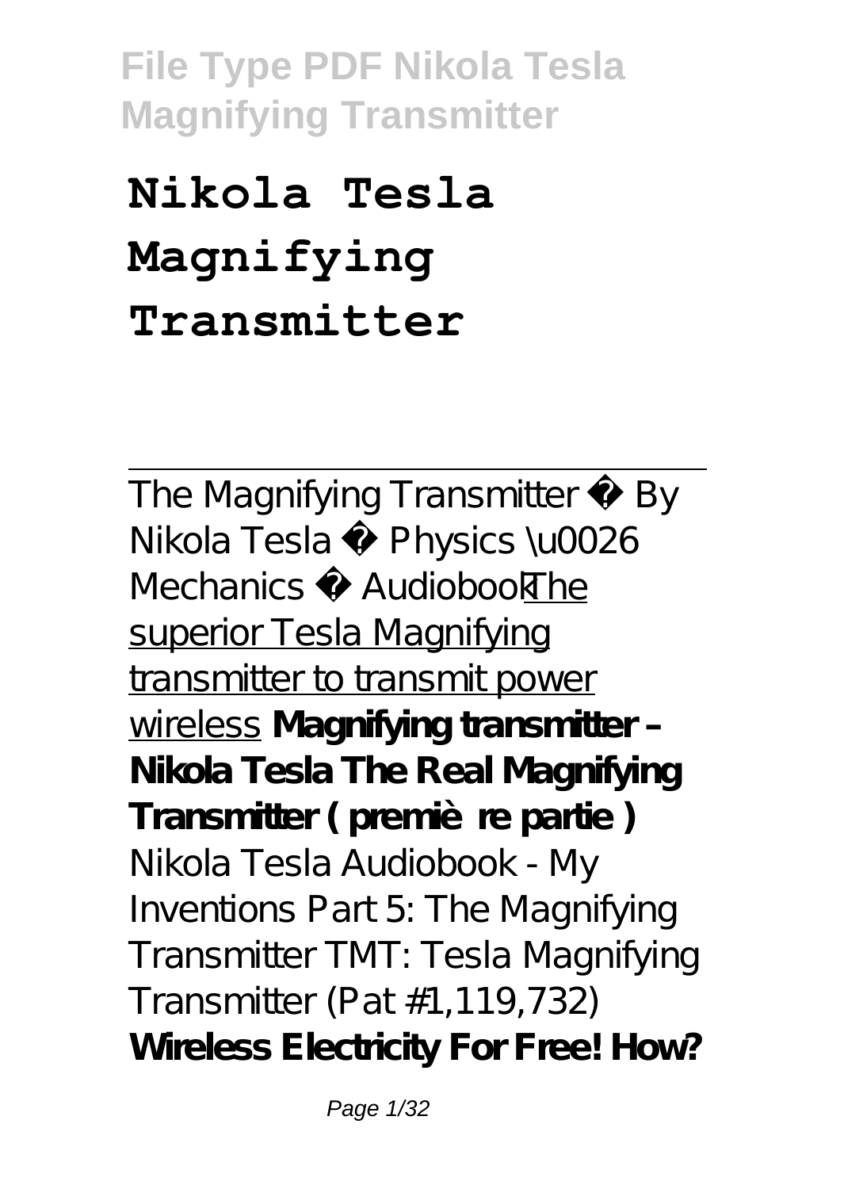# Nikola Tesla Magnifying Transmitter

---

The Magnifying Transmitter ✨ By Nikola Tesla ✨ Physics \u0026 Mechanics ✨ Audiobook The superior Tesla Magnifying transmitter to transmit power wireless **Magnifying transmitter – Nikola Tesla The Real Magnifying Transmitter ( première partie )** Nikola Tesla Audiobook - My Inventions Part 5: The Magnifying Transmitter TMT: Tesla Magnifying Transmitter (Pat #1,119,732) **Wireless Electricity For Free! How?**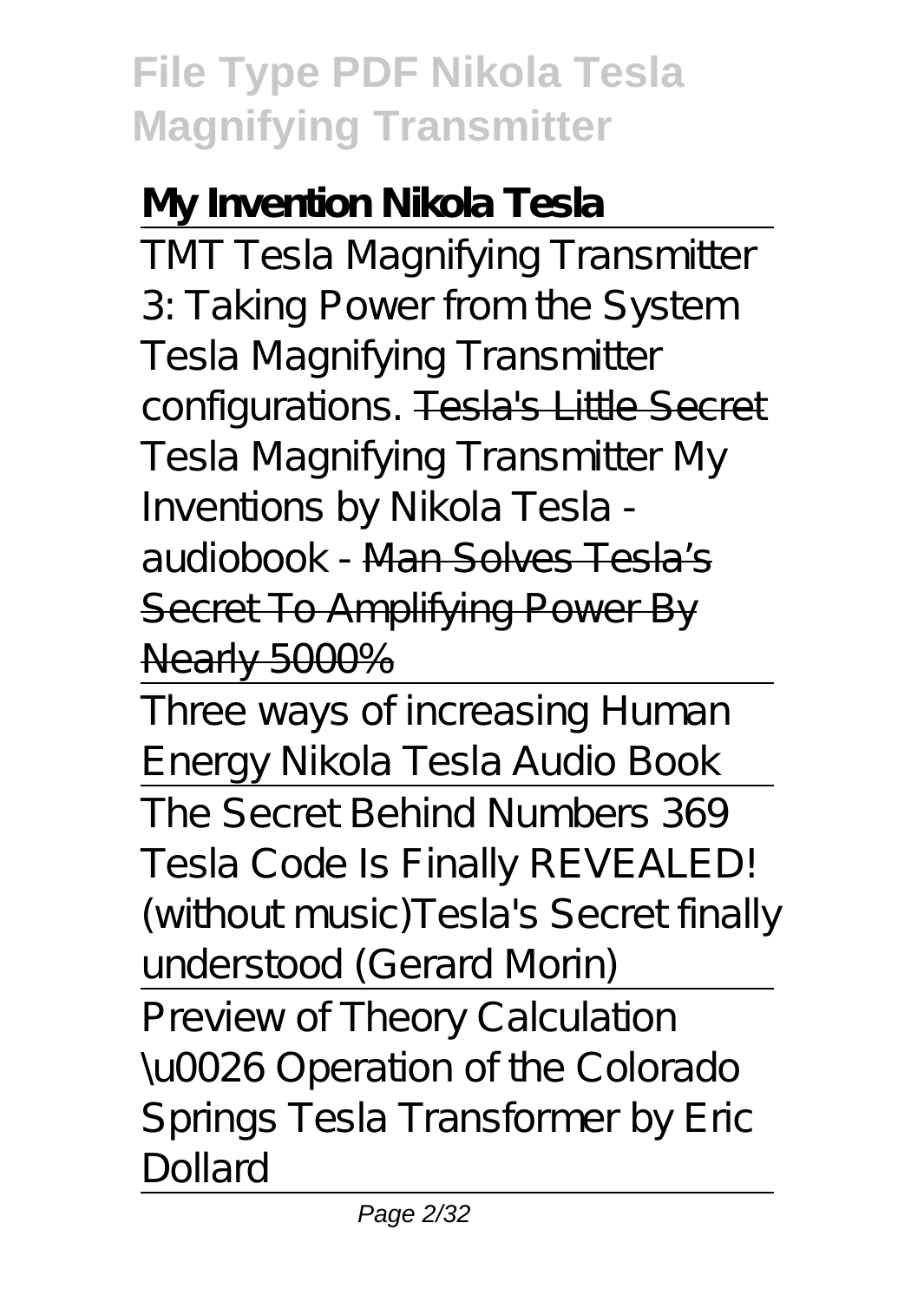**My Invention Nikola Tesla**

TMT Tesla Magnifying Transmitter 3: Taking Power from the System

Tesla Magnifying Transmitter configurations. ~~Tesla's Little Secret~~ Tesla Magnifying Transmitter My Inventions by Nikola Tesla - audiobook - ~~Man Solves Tesla's Secret To Amplifying Power By Nearly 5000%~~

Three ways of increasing Human Energy Nikola Tesla Audio Book

The Secret Behind Numbers 369 Tesla Code Is Finally REVEALED! (without music)Tesla's Secret finally understood (Gerard Morin)

Preview of Theory Calculation \u0026 Operation of the Colorado Springs Tesla Transformer by Eric Dollard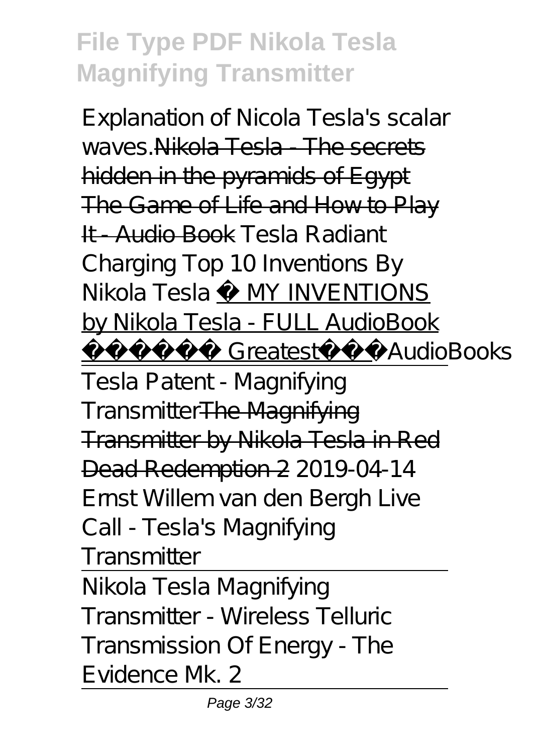Explanation of Nicola Tesla's scalar waves. ~~Nikola Tesla - The secrets hidden in the pyramids of Egypt~~ ~~The Game of Life and How to Play It - Audio Book~~ Tesla Radiant Charging Top 10 Inventions By Nikola Tesla MY INVENTIONS by Nikola Tesla - FULL AudioBook Greatest AudioBooks

Tesla Patent - Magnifying Transmitter~~The Magnifying Transmitter by Nikola Tesla in Red Dead Redemption 2~~ 2019-04-14 Ernst Willem van den Bergh Live Call - Tesla's Magnifying Transmitter

Nikola Tesla Magnifying Transmitter - Wireless Telluric Transmission Of Energy - The Evidence Mk. 2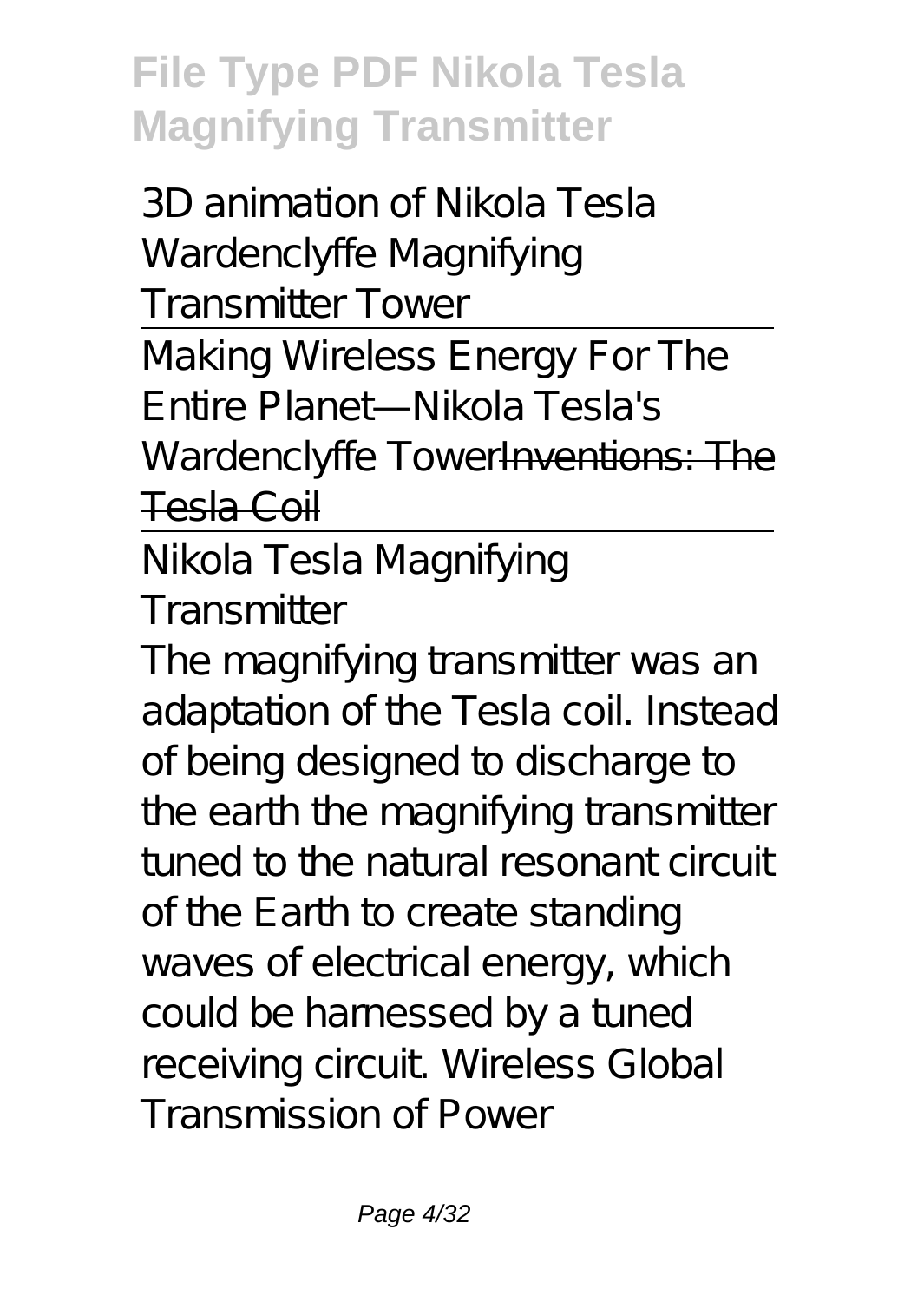3D animation of Nikola Tesla Wardenclyffe Magnifying Transmitter Tower

---

Making Wireless Energy For The Entire Planet—Nikola Tesla's Wardenclyffe Tower~~Inventions: The Tesla Coil~~

---

Nikola Tesla Magnifying Transmitter

The magnifying transmitter was an adaptation of the Tesla coil. Instead of being designed to discharge to the earth the magnifying transmitter tuned to the natural resonant circuit of the Earth to create standing waves of electrical energy, which could be harnessed by a tuned receiving circuit. Wireless Global Transmission of Power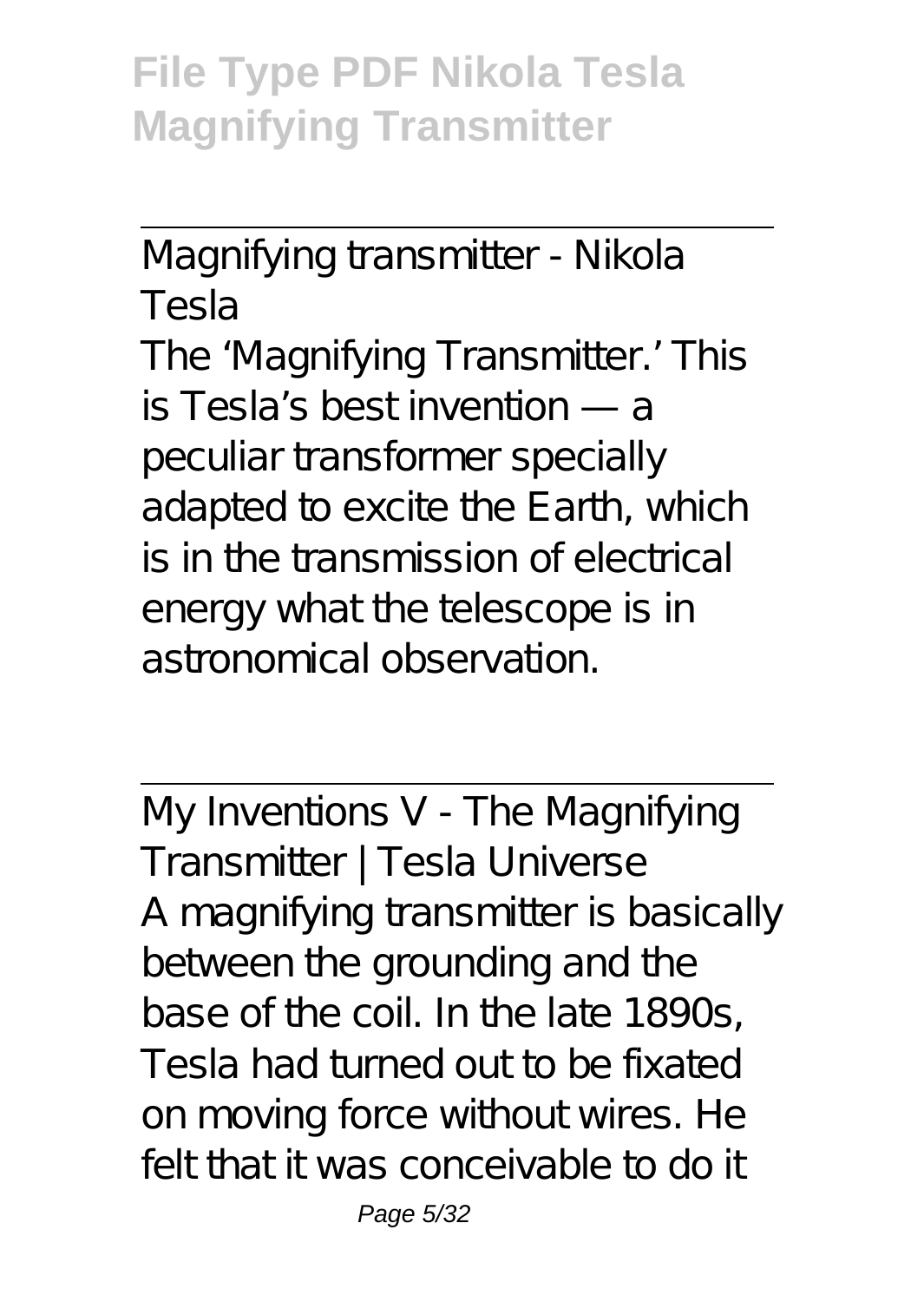Magnifying transmitter - Nikola Tesla

The 'Magnifying Transmitter.' This is Tesla's best invention — a peculiar transformer specially adapted to excite the Earth, which is in the transmission of electrical energy what the telescope is in astronomical observation.

My Inventions V - The Magnifying Transmitter | Tesla Universe

A magnifying transmitter is basically between the grounding and the base of the coil. In the late 1890s, Tesla had turned out to be fixated on moving force without wires. He felt that it was conceivable to do it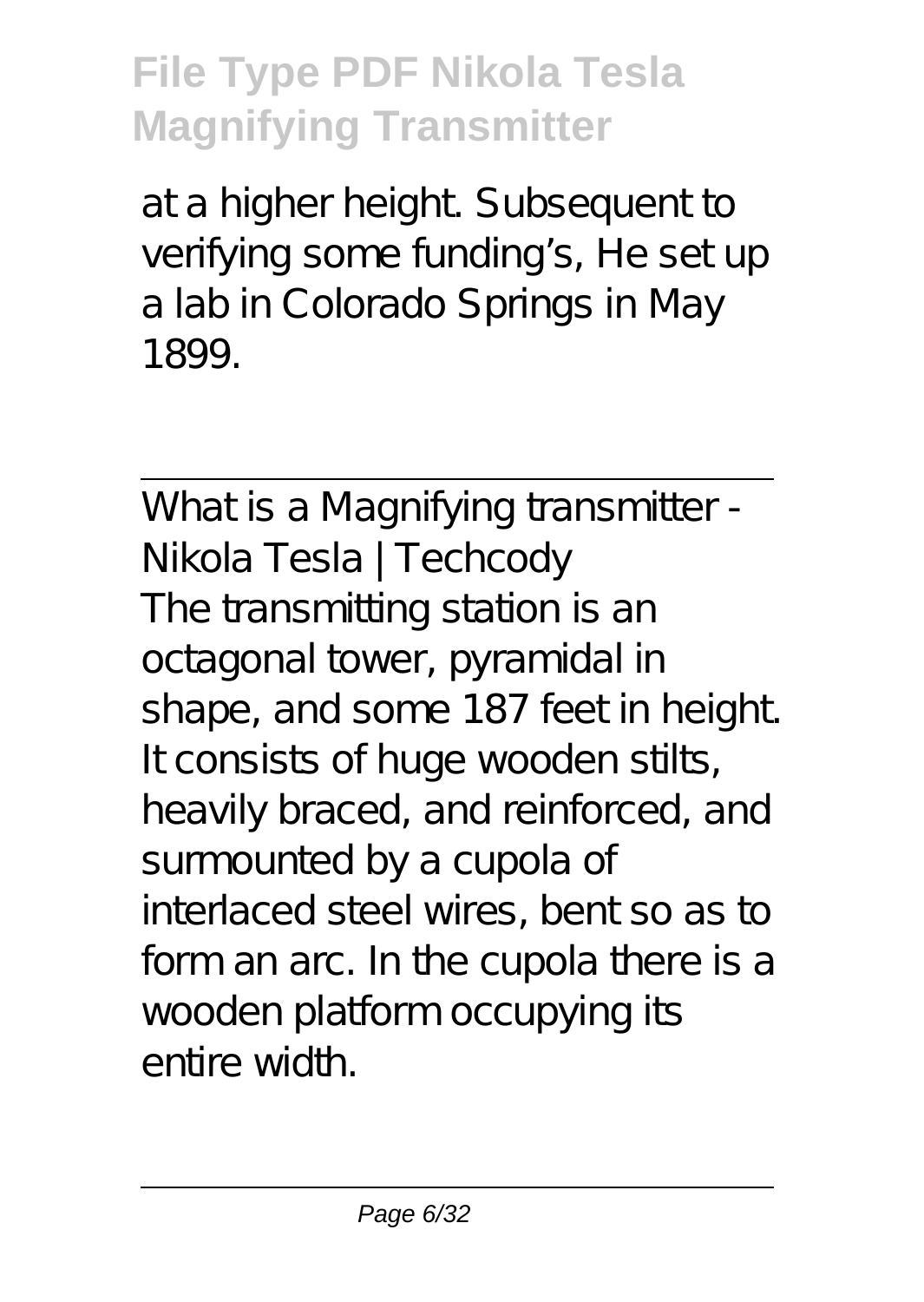at a higher height. Subsequent to verifying some funding's, He set up a lab in Colorado Springs in May 1899.

What is a Magnifying transmitter - Nikola Tesla | Techcody

The transmitting station is an octagonal tower, pyramidal in shape, and some 187 feet in height. It consists of huge wooden stilts, heavily braced, and reinforced, and surmounted by a cupola of interlaced steel wires, bent so as to form an arc. In the cupola there is a wooden platform occupying its entire width.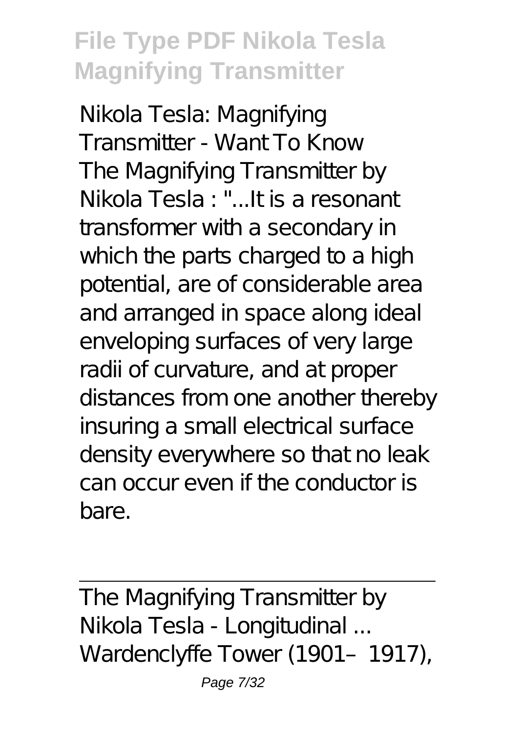Nikola Tesla: Magnifying Transmitter - Want To Know

The Magnifying Transmitter by Nikola Tesla : "...It is a resonant transformer with a secondary in which the parts charged to a high potential, are of considerable area and arranged in space along ideal enveloping surfaces of very large radii of curvature, and at proper distances from one another thereby insuring a small electrical surface density everywhere so that no leak can occur even if the conductor is bare.

---

The Magnifying Transmitter by Nikola Tesla - Longitudinal ...

Wardenclyffe Tower (1901–1917),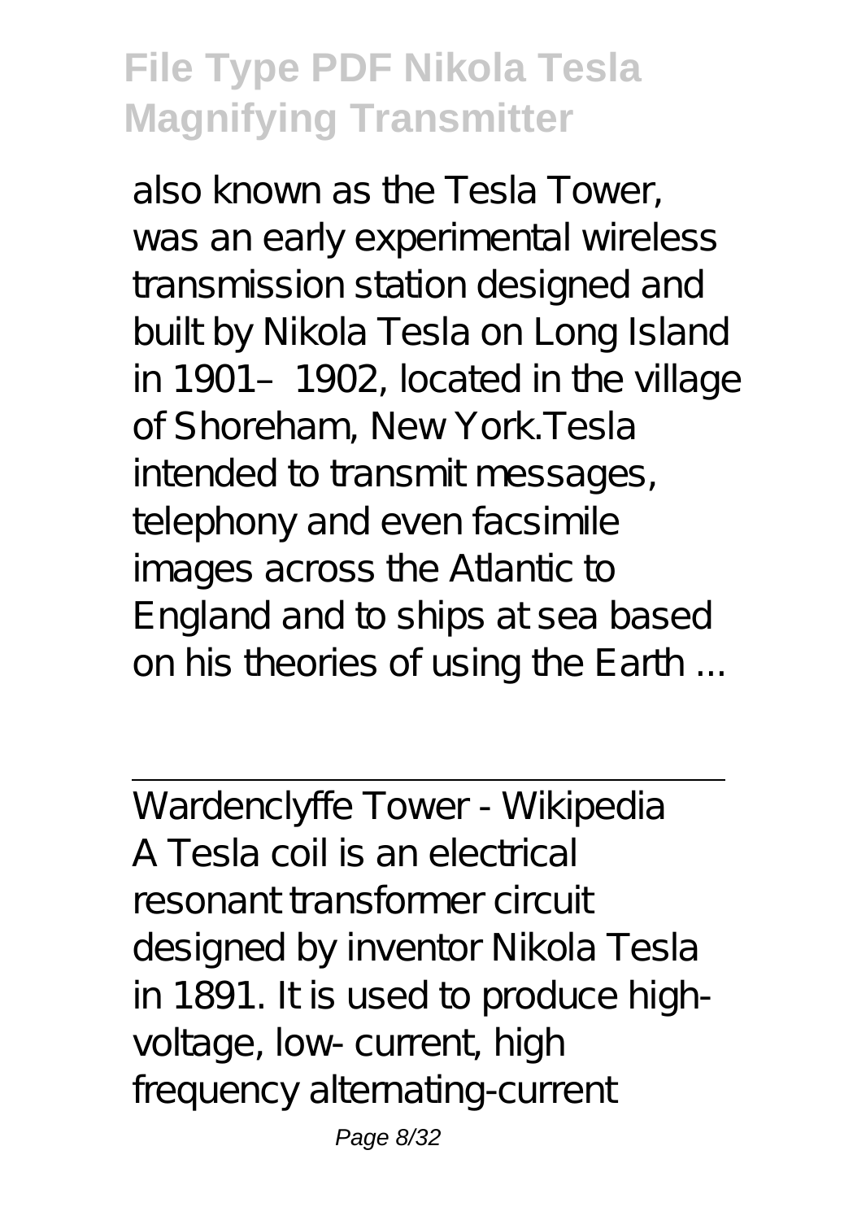also known as the Tesla Tower, was an early experimental wireless transmission station designed and built by Nikola Tesla on Long Island in 1901–1902, located in the village of Shoreham, New York.Tesla intended to transmit messages, telephony and even facsimile images across the Atlantic to England and to ships at sea based on his theories of using the Earth ...

Wardenclyffe Tower - Wikipedia

A Tesla coil is an electrical resonant transformer circuit designed by inventor Nikola Tesla in 1891. It is used to produce high-voltage, low- current, high frequency alternating-current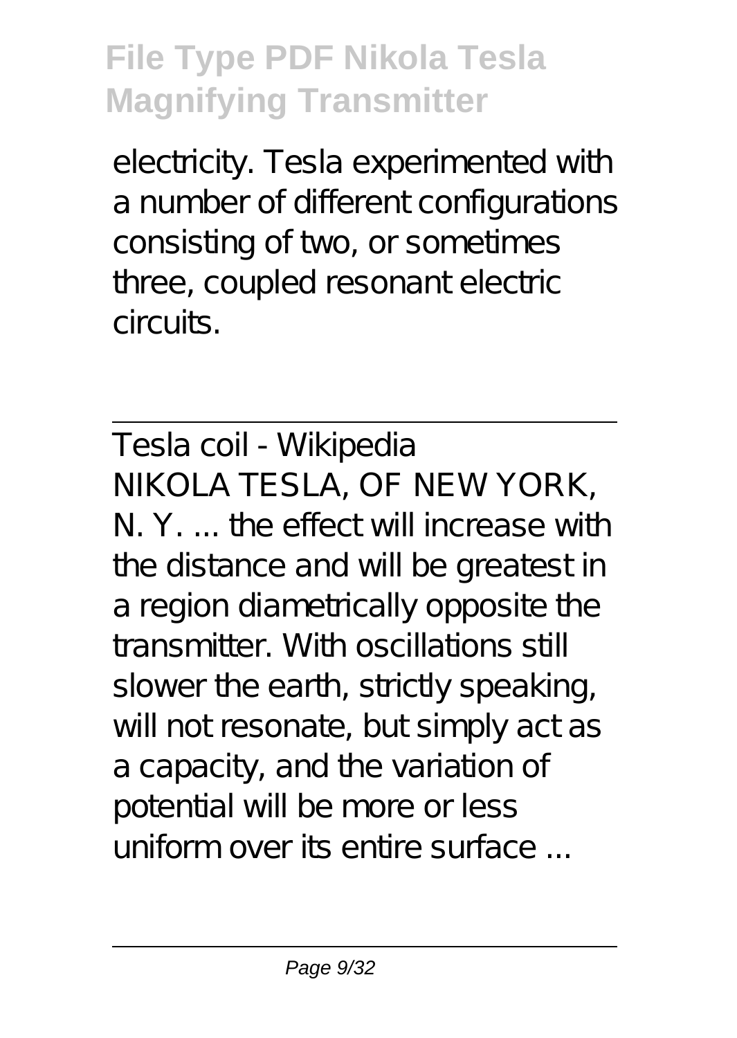electricity. Tesla experimented with a number of different configurations consisting of two, or sometimes three, coupled resonant electric circuits.

---

Tesla coil - Wikipedia

NIKOLA TESLA, OF NEW YORK, N. Y. ... the effect will increase with the distance and will be greatest in a region diametrically opposite the transmitter. With oscillations still slower the earth, strictly speaking, will not resonate, but simply act as a capacity, and the variation of potential will be more or less uniform over its entire surface ...

---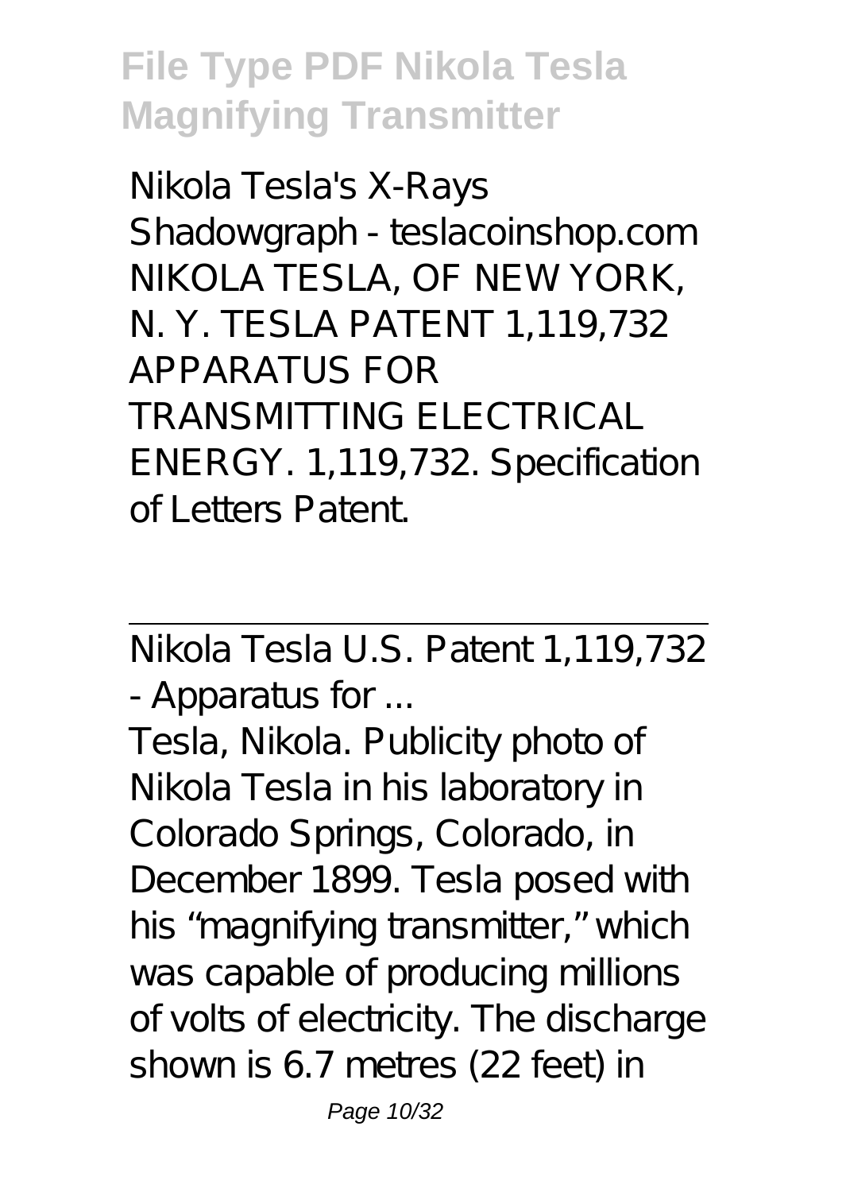Nikola Tesla's X-Rays Shadowgraph - teslacoinshop.com NIKOLA TESLA, OF NEW YORK, N. Y. TESLA PATENT 1,119,732 APPARATUS FOR TRANSMITTING ELECTRICAL ENERGY. 1,119,732. Specification of Letters Patent.

---

Nikola Tesla U.S. Patent 1,119,732 - Apparatus for ...

Tesla, Nikola. Publicity photo of Nikola Tesla in his laboratory in Colorado Springs, Colorado, in December 1899. Tesla posed with his "magnifying transmitter," which was capable of producing millions of volts of electricity. The discharge shown is 6.7 metres (22 feet) in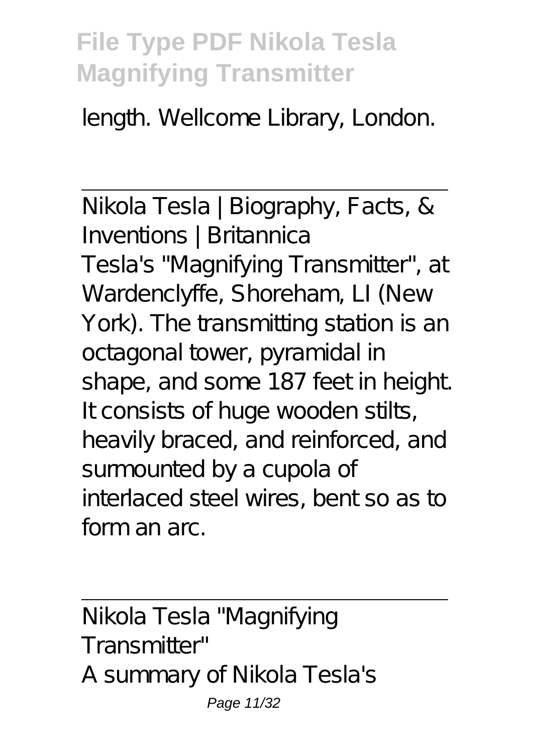length. Wellcome Library, London.

---

Nikola Tesla | Biography, Facts, & Inventions | Britannica

Tesla's "Magnifying Transmitter", at Wardenclyffe, Shoreham, LI (New York). The transmitting station is an octagonal tower, pyramidal in shape, and some 187 feet in height. It consists of huge wooden stilts, heavily braced, and reinforced, and surmounted by a cupola of interlaced steel wires, bent so as to form an arc.

---

Nikola Tesla "Magnifying Transmitter"

A summary of Nikola Tesla's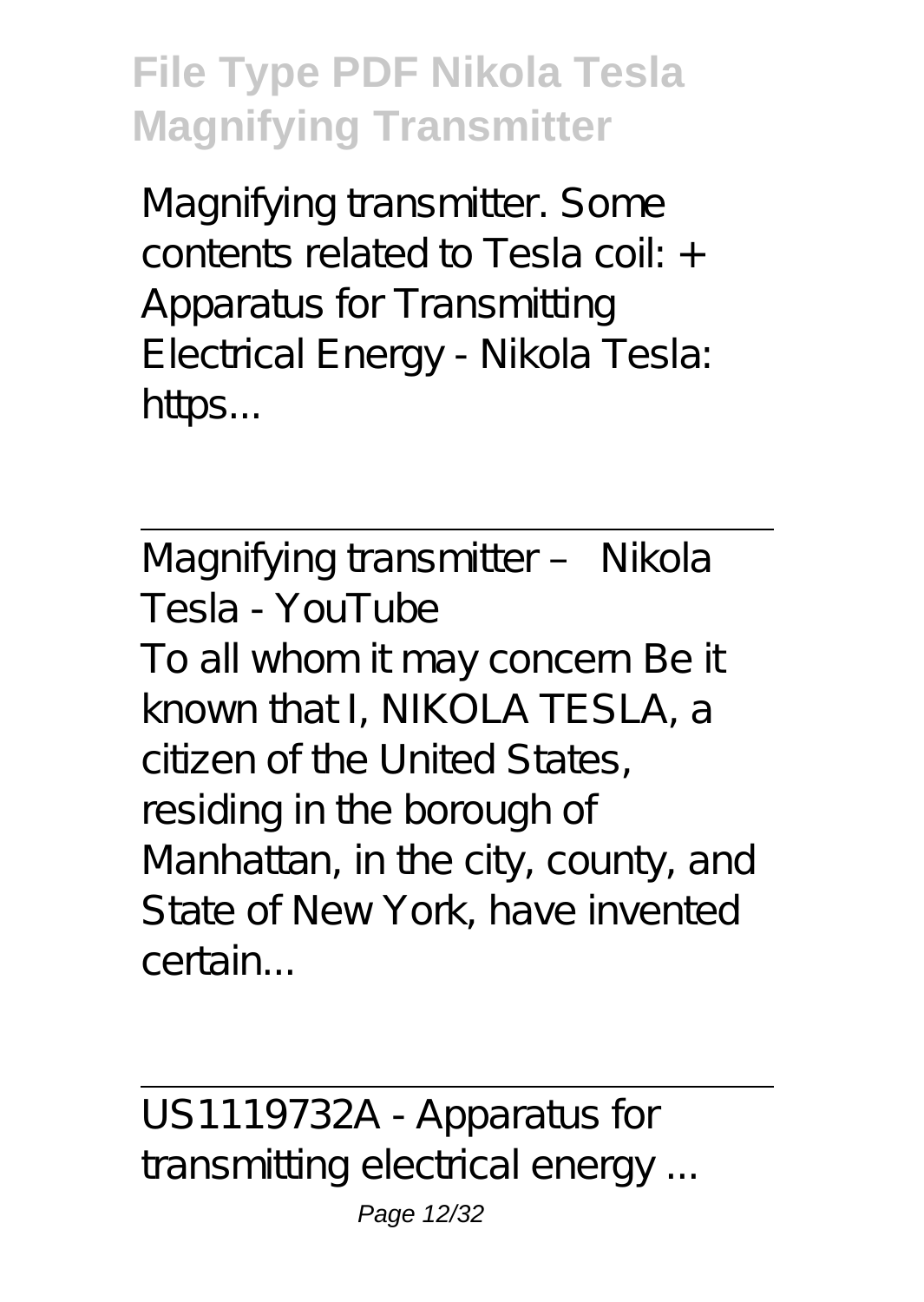Magnifying transmitter. Some contents related to Tesla coil: + Apparatus for Transmitting Electrical Energy - Nikola Tesla: https...

Magnifying transmitter – Nikola Tesla - YouTube

To all whom it may concern Be it known that I, NIKOLA TESLA, a citizen of the United States, residing in the borough of Manhattan, in the city, county, and State of New York, have invented certain...

US1119732A - Apparatus for transmitting electrical energy ...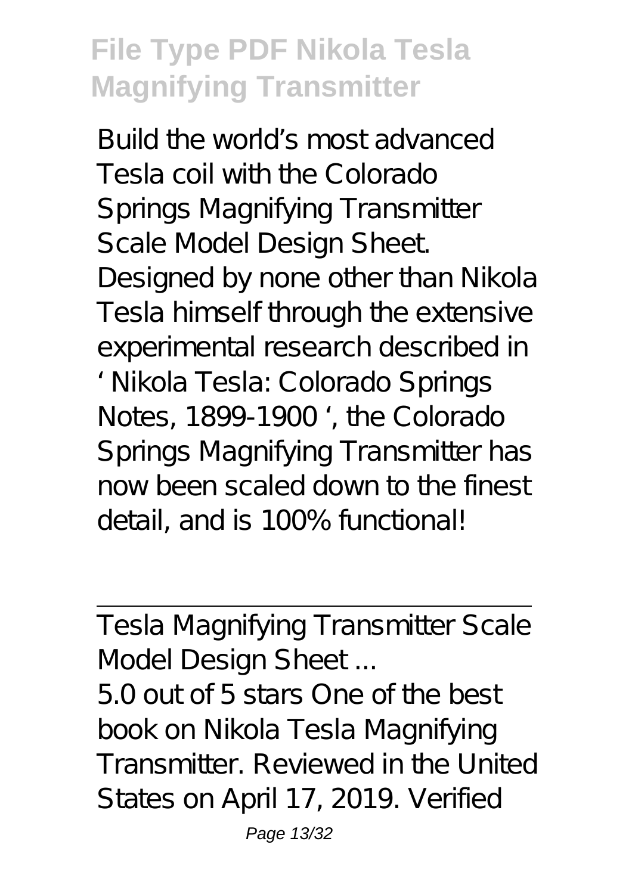Build the world's most advanced Tesla coil with the Colorado Springs Magnifying Transmitter Scale Model Design Sheet. Designed by none other than Nikola Tesla himself through the extensive experimental research described in ' Nikola Tesla: Colorado Springs Notes, 1899-1900 ', the Colorado Springs Magnifying Transmitter has now been scaled down to the finest detail, and is 100% functional!

---

Tesla Magnifying Transmitter Scale Model Design Sheet ...

5.0 out of 5 stars One of the best book on Nikola Tesla Magnifying Transmitter. Reviewed in the United States on April 17, 2019. Verified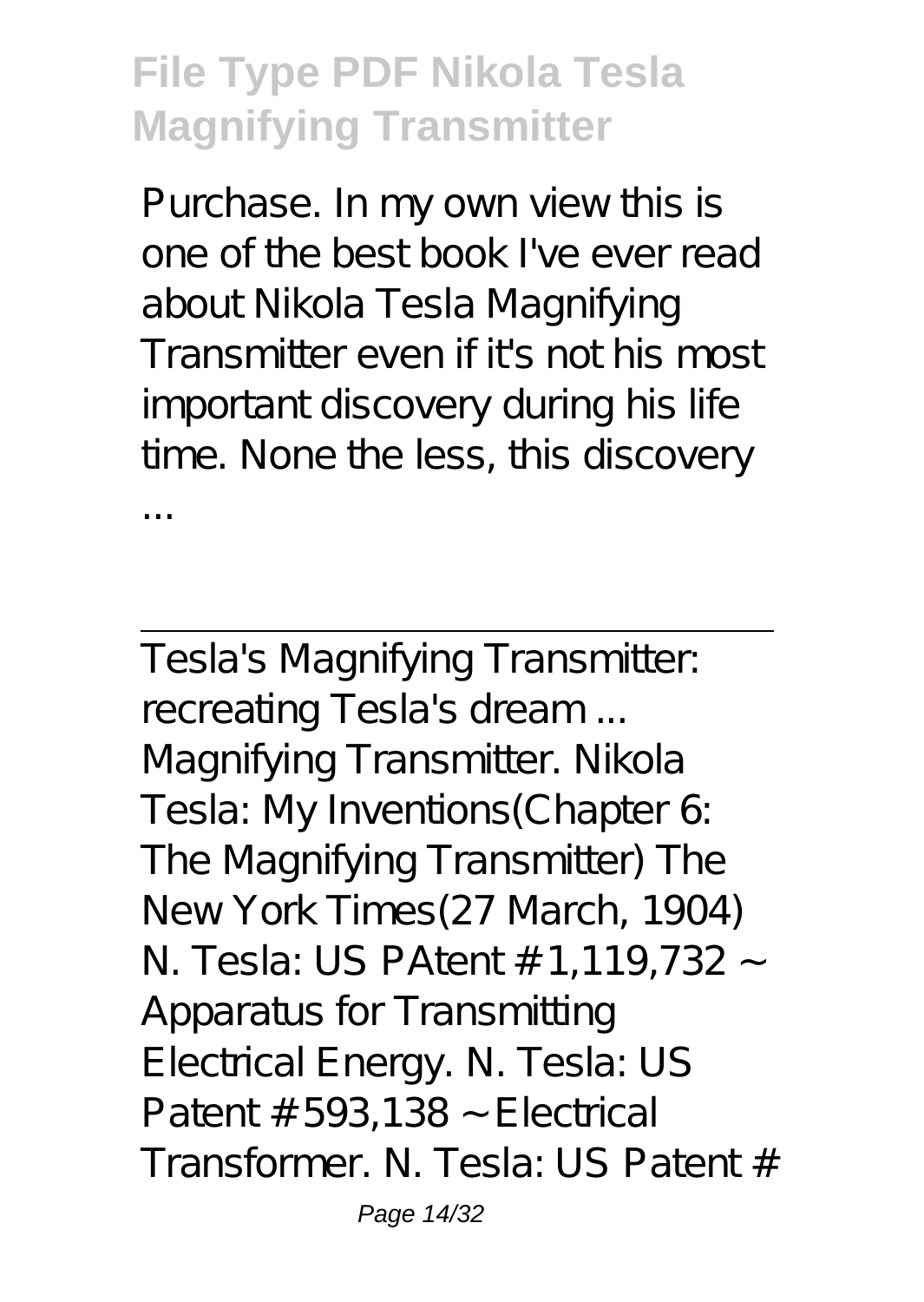Purchase. In my own view this is one of the best book I've ever read about Nikola Tesla Magnifying Transmitter even if it's not his most important discovery during his life time. None the less, this discovery ...

---

Tesla's Magnifying Transmitter: recreating Tesla's dream ...

Magnifying Transmitter. Nikola Tesla: My Inventions(Chapter 6: The Magnifying Transmitter) The New York Times(27 March, 1904) N. Tesla: US PAtent # 1,119,732 ~ Apparatus for Transmitting Electrical Energy. N. Tesla: US Patent # 593,138 ~ Electrical Transformer. N. Tesla: US Patent #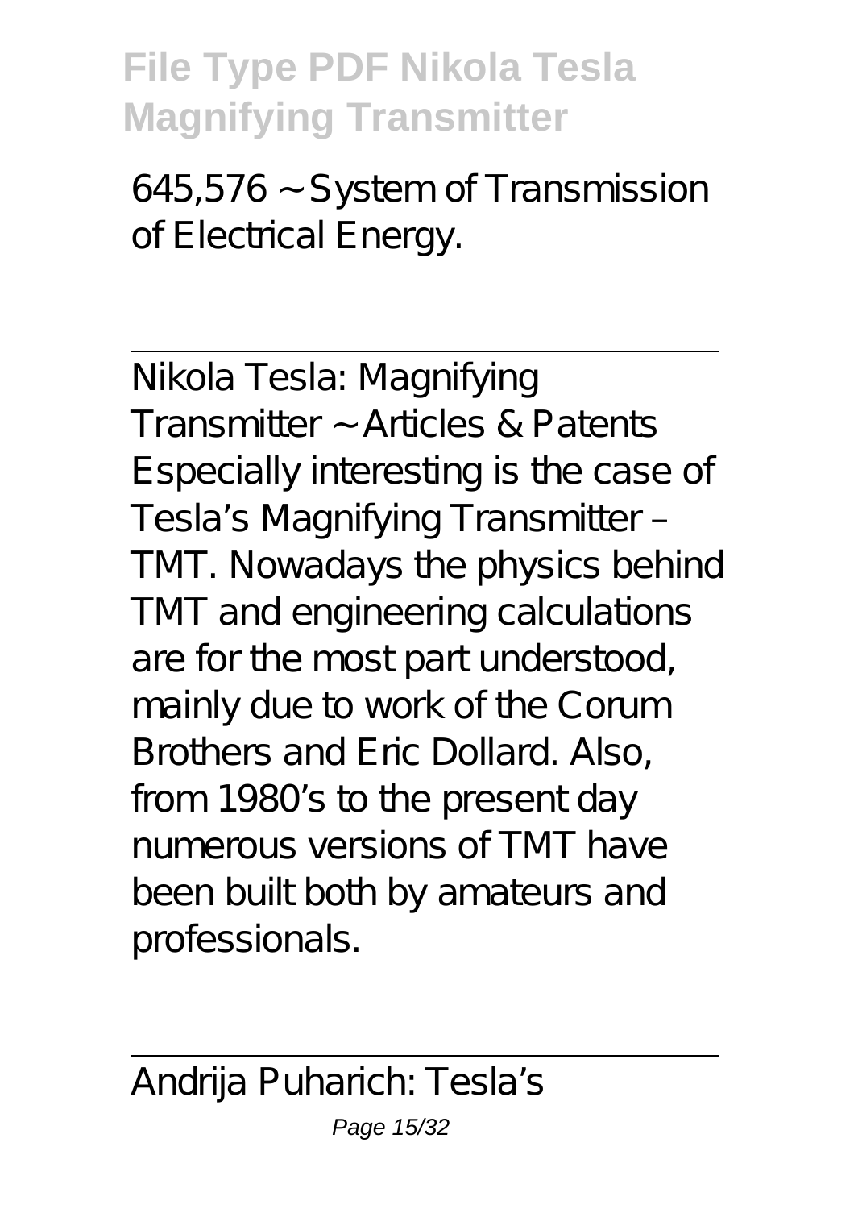645,576 ~ System of Transmission of Electrical Energy.

---

Nikola Tesla: Magnifying Transmitter ~ Articles & Patents

Especially interesting is the case of Tesla's Magnifying Transmitter – TMT. Nowadays the physics behind TMT and engineering calculations are for the most part understood, mainly due to work of the Corum Brothers and Eric Dollard. Also, from 1980's to the present day numerous versions of TMT have been built both by amateurs and professionals.

---

Andrija Puharich: Tesla's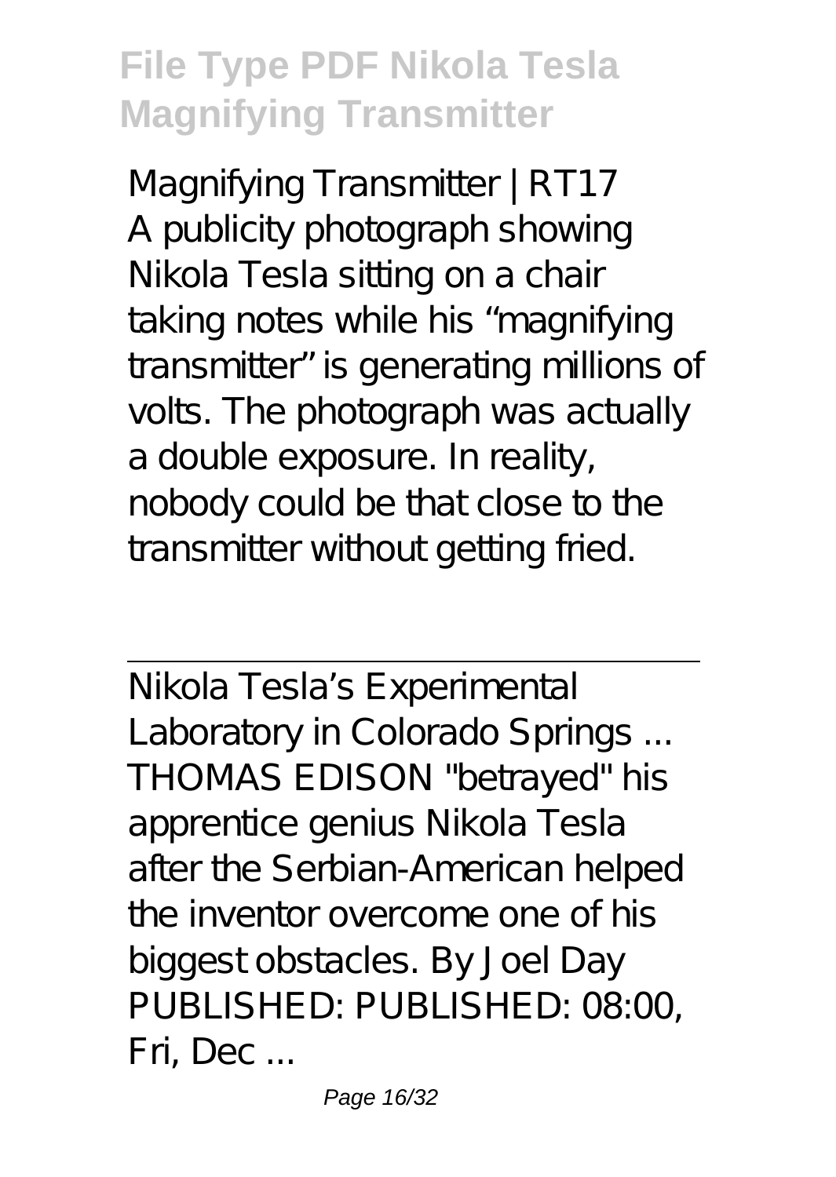Magnifying Transmitter | RT17
A publicity photograph showing Nikola Tesla sitting on a chair taking notes while his "magnifying transmitter" is generating millions of volts. The photograph was actually a double exposure. In reality, nobody could be that close to the transmitter without getting fried.

---

Nikola Tesla's Experimental Laboratory in Colorado Springs ...
THOMAS EDISON "betrayed" his apprentice genius Nikola Tesla after the Serbian-American helped the inventor overcome one of his biggest obstacles. By Joel Day PUBLISHED: PUBLISHED: 08:00, Fri, Dec ...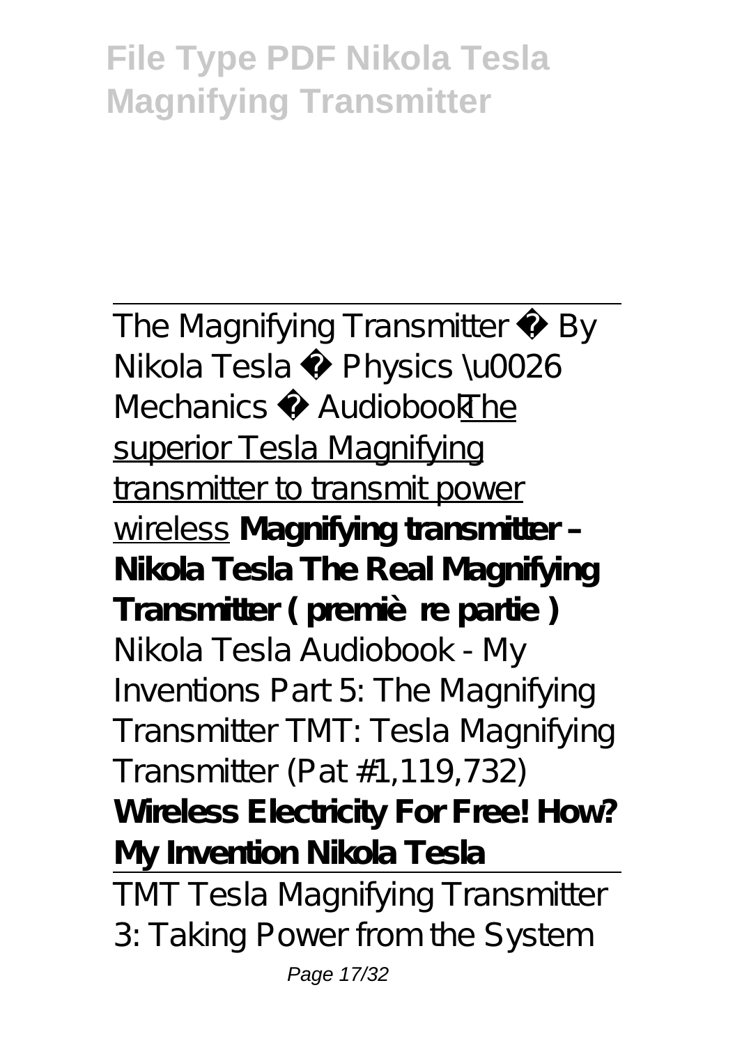## File Type PDF Nikola Tesla Magnifying Transmitter

The Magnifying Transmitter ✪ By Nikola Tesla ✪ Physics \u0026 Mechanics ✪ AudiobookThe superior Tesla Magnifying transmitter to transmit power wireless **Magnifying transmitter – Nikola Tesla The Real Magnifying Transmitter ( première partie )** *Nikola Tesla Audiobook - My Inventions Part 5: The Magnifying Transmitter TMT: Tesla Magnifying Transmitter (Pat #1,119,732)* **Wireless Electricity For Free! How? My Invention Nikola Tesla**

TMT Tesla Magnifying Transmitter 3: Taking Power from the System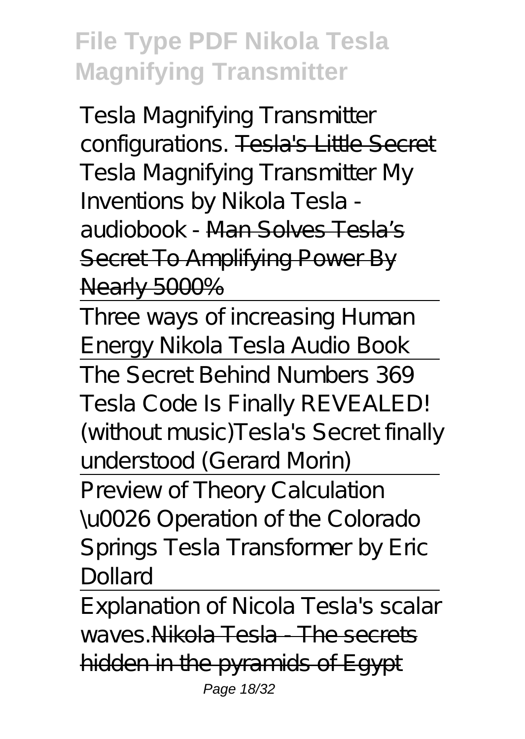Tesla Magnifying Transmitter configurations. ~~Tesla's Little Secret~~ Tesla Magnifying Transmitter My Inventions by Nikola Tesla - audiobook - Man Solves Tesla's Secret To Amplifying Power By Nearly 5000%

Three ways of increasing Human Energy Nikola Tesla Audio Book

The Secret Behind Numbers 369 Tesla Code Is Finally REVEALED! (without music)Tesla's Secret finally understood (Gerard Morin)

Preview of Theory Calculation \u0026 Operation of the Colorado Springs Tesla Transformer by Eric Dollard

Explanation of Nicola Tesla's scalar waves.~~Nikola Tesla - The secrets hidden in the pyramids of Egypt~~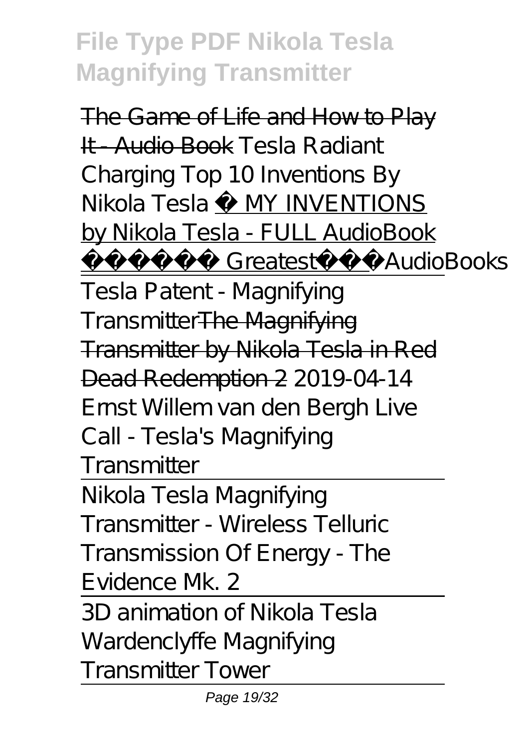The Game of Life and How to Play It - Audio Book *Tesla Radiant Charging Top 10 Inventions By Nikola Tesla* ✅ MY INVENTIONS by Nikola Tesla - FULL AudioBook 🎧📖 Greatest🌟AudioBooks

Tesla Patent - Magnifying Transmitter The Magnifying Transmitter by Nikola Tesla in Red Dead Redemption 2 *2019-04-14 Ernst Willem van den Bergh Live Call - Tesla's Magnifying Transmitter*

Nikola Tesla Magnifying Transmitter - Wireless Telluric Transmission Of Energy - The Evidence Mk. 2

3D animation of Nikola Tesla Wardenclyffe Magnifying Transmitter Tower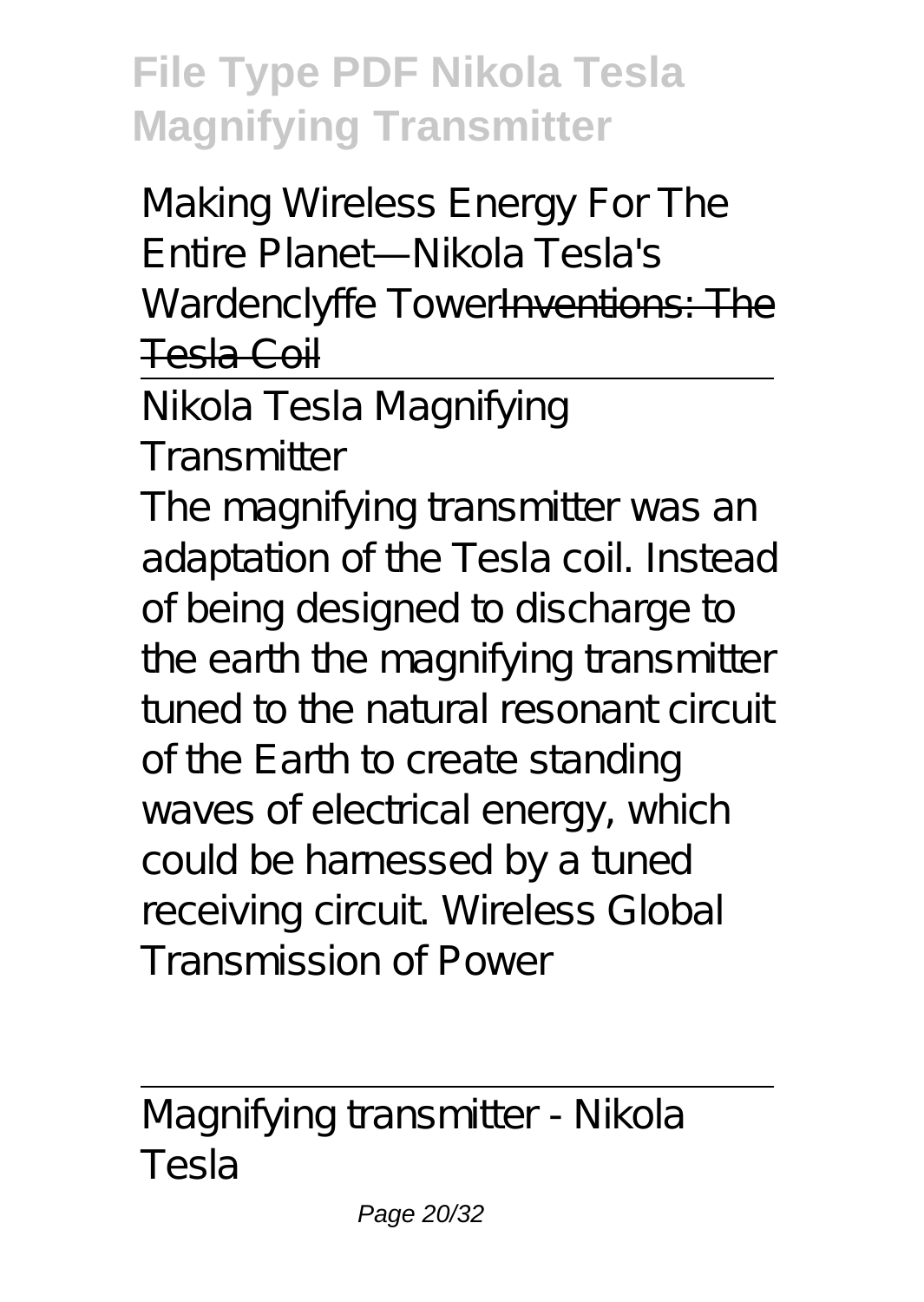Making Wireless Energy For The Entire Planet—Nikola Tesla's Wardenclyffe Tower~~Inventions: The Tesla Coil~~

Nikola Tesla Magnifying Transmitter

The magnifying transmitter was an adaptation of the Tesla coil. Instead of being designed to discharge to the earth the magnifying transmitter tuned to the natural resonant circuit of the Earth to create standing waves of electrical energy, which could be harnessed by a tuned receiving circuit. Wireless Global Transmission of Power

Magnifying transmitter - Nikola Tesla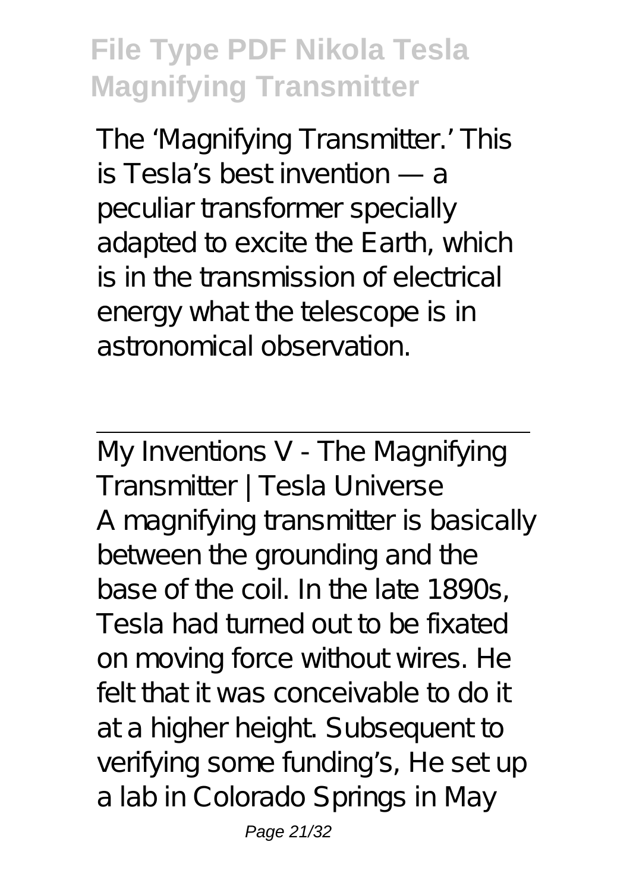The 'Magnifying Transmitter.' This is Tesla's best invention — a peculiar transformer specially adapted to excite the Earth, which is in the transmission of electrical energy what the telescope is in astronomical observation.

---

My Inventions V - The Magnifying Transmitter | Tesla Universe

A magnifying transmitter is basically between the grounding and the base of the coil. In the late 1890s, Tesla had turned out to be fixated on moving force without wires. He felt that it was conceivable to do it at a higher height. Subsequent to verifying some funding's, He set up a lab in Colorado Springs in May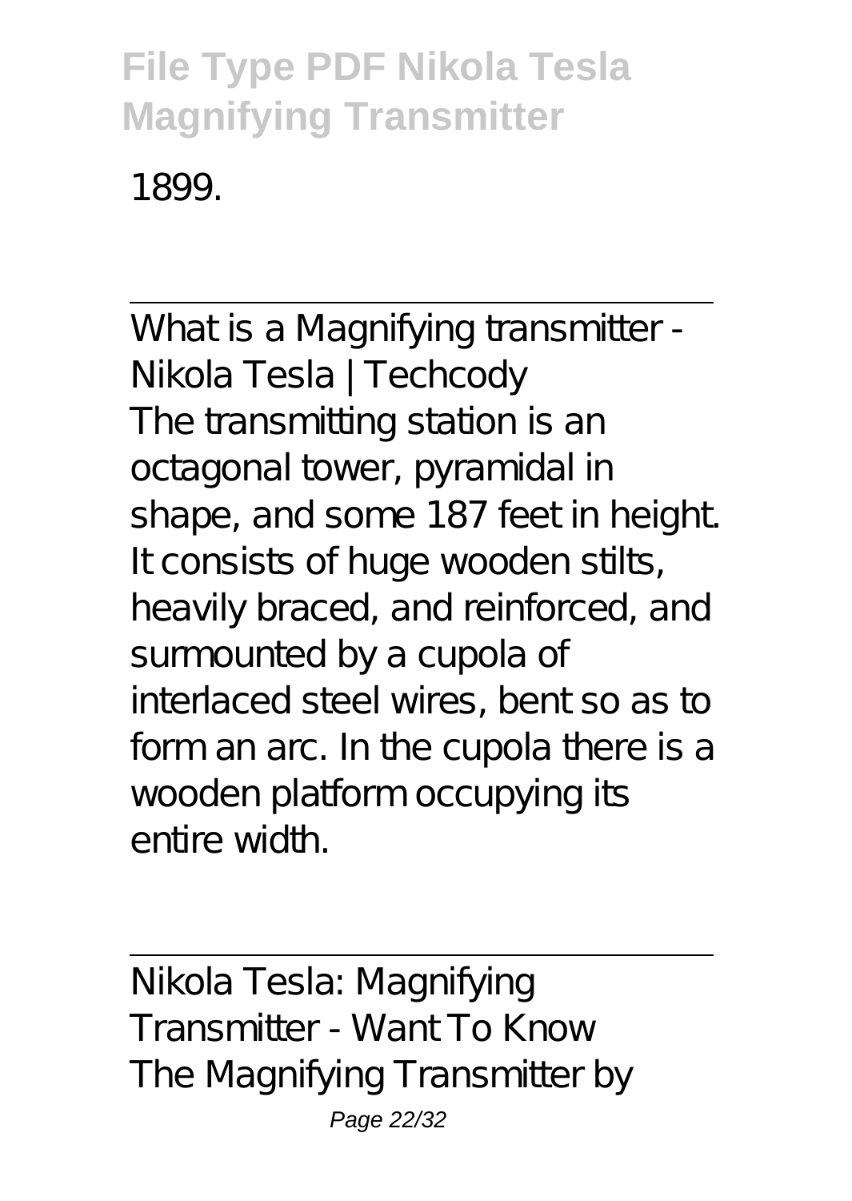1899.

What is a Magnifying transmitter - Nikola Tesla | Techcody

The transmitting station is an octagonal tower, pyramidal in shape, and some 187 feet in height. It consists of huge wooden stilts, heavily braced, and reinforced, and surmounted by a cupola of interlaced steel wires, bent so as to form an arc. In the cupola there is a wooden platform occupying its entire width.

Nikola Tesla: Magnifying Transmitter - Want To Know

The Magnifying Transmitter by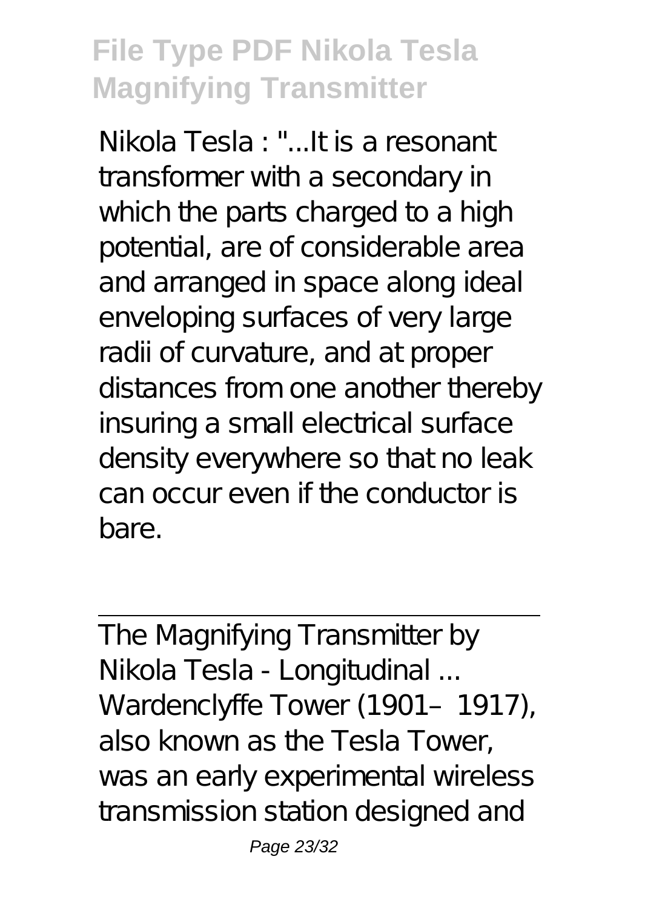Nikola Tesla : "...It is a resonant transformer with a secondary in which the parts charged to a high potential, are of considerable area and arranged in space along ideal enveloping surfaces of very large radii of curvature, and at proper distances from one another thereby insuring a small electrical surface density everywhere so that no leak can occur even if the conductor is bare.

---

The Magnifying Transmitter by Nikola Tesla - Longitudinal ...

Wardenclyffe Tower (1901–1917), also known as the Tesla Tower, was an early experimental wireless transmission station designed and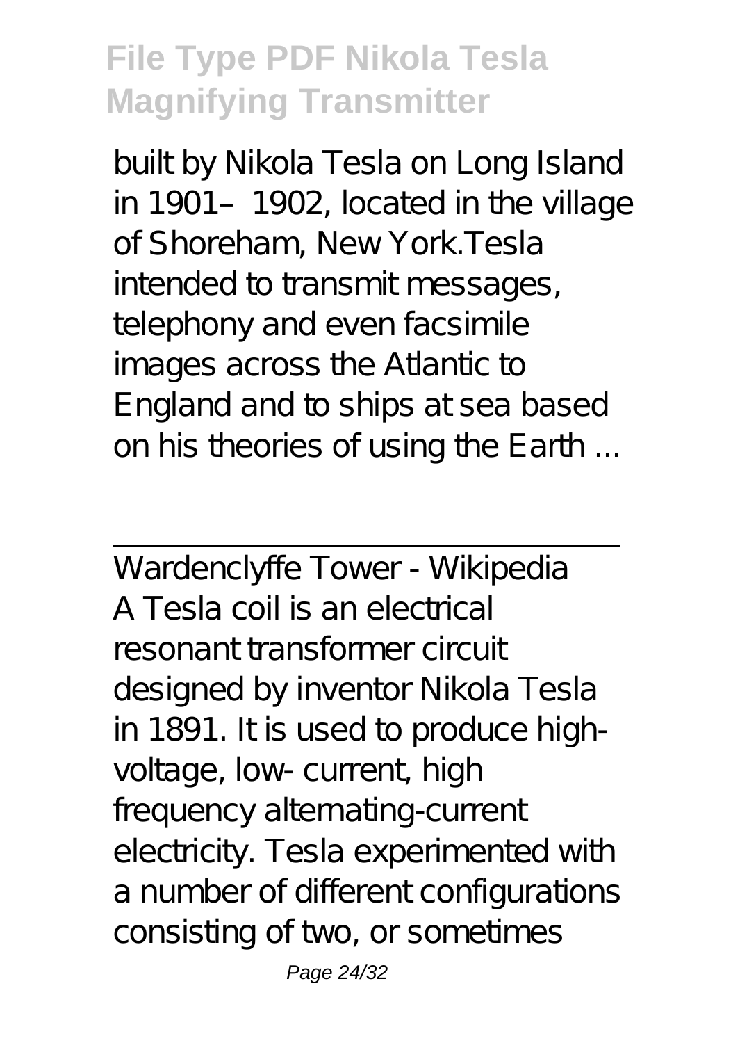built by Nikola Tesla on Long Island in 1901–1902, located in the village of Shoreham, New York.Tesla intended to transmit messages, telephony and even facsimile images across the Atlantic to England and to ships at sea based on his theories of using the Earth ...

---

Wardenclyffe Tower - Wikipedia

A Tesla coil is an electrical resonant transformer circuit designed by inventor Nikola Tesla in 1891. It is used to produce high-voltage, low- current, high frequency alternating-current electricity. Tesla experimented with a number of different configurations consisting of two, or sometimes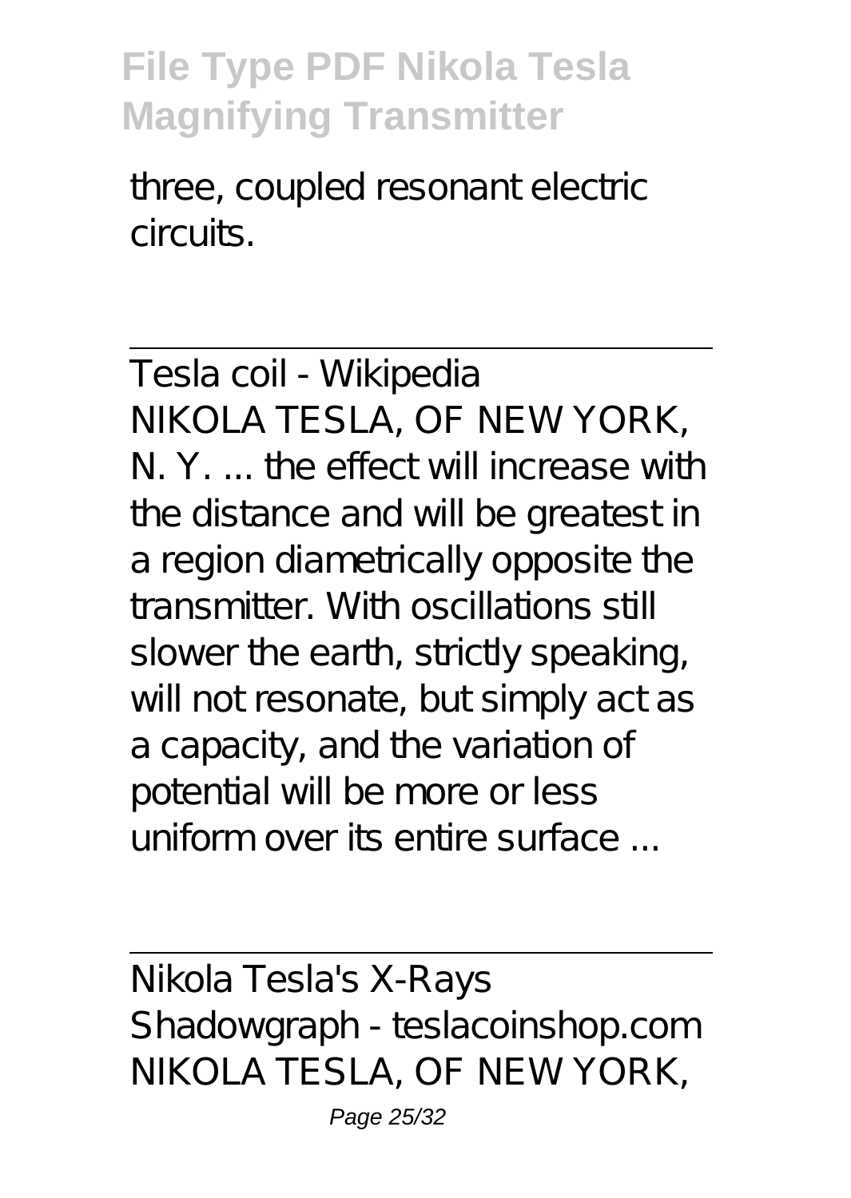three, coupled resonant electric circuits.

Tesla coil - Wikipedia

NIKOLA TESLA, OF NEW YORK, N. Y. ... the effect will increase with the distance and will be greatest in a region diametrically opposite the transmitter. With oscillations still slower the earth, strictly speaking, will not resonate, but simply act as a capacity, and the variation of potential will be more or less uniform over its entire surface ...

Nikola Tesla's X-Rays Shadowgraph - teslacoinshop.com

NIKOLA TESLA, OF NEW YORK,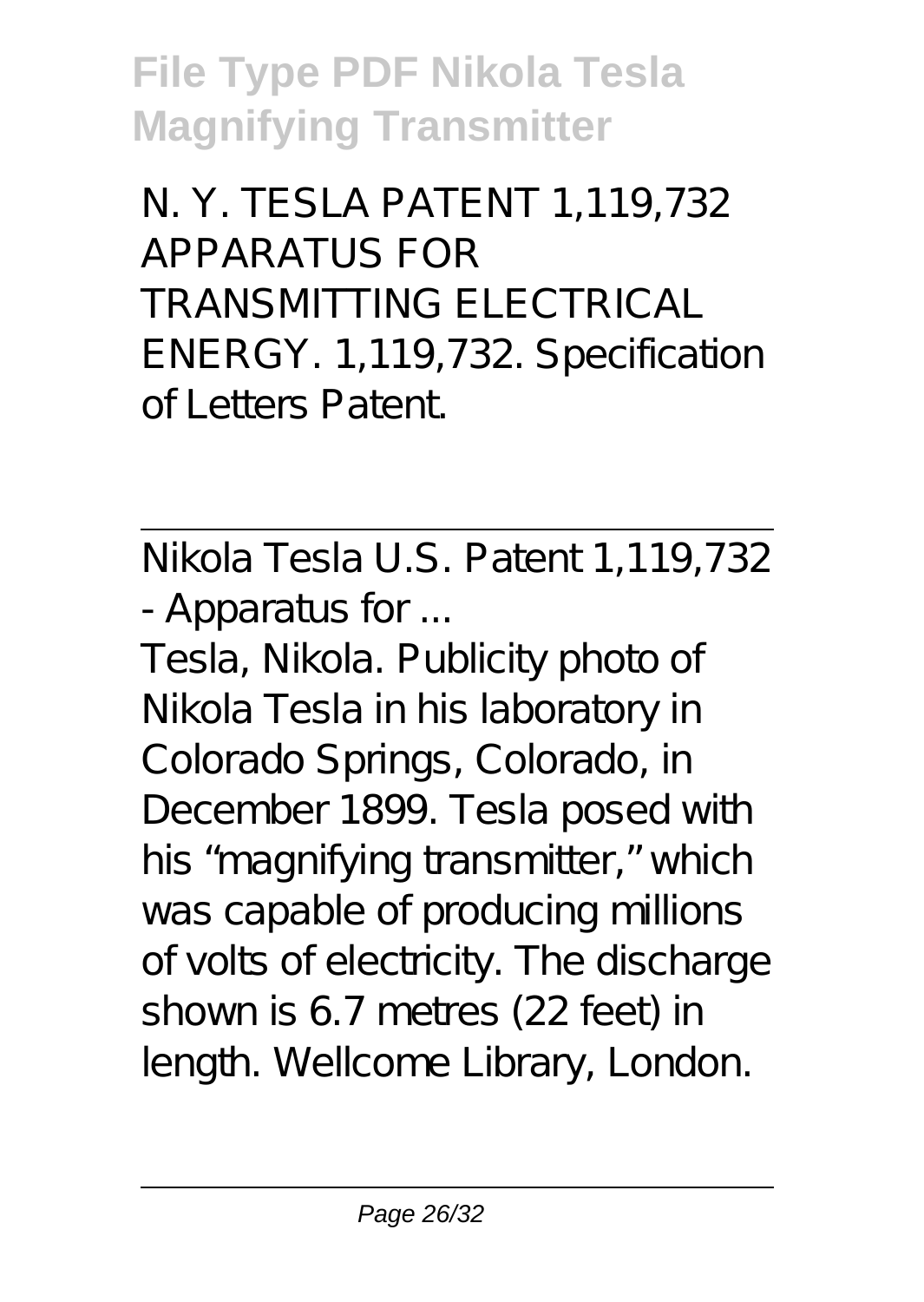N. Y. TESLA PATENT 1,119,732 APPARATUS FOR TRANSMITTING ELECTRICAL ENERGY. 1,119,732. Specification of Letters Patent.

---

Nikola Tesla U.S. Patent 1,119,732 - Apparatus for ...

Tesla, Nikola. Publicity photo of Nikola Tesla in his laboratory in Colorado Springs, Colorado, in December 1899. Tesla posed with his "magnifying transmitter," which was capable of producing millions of volts of electricity. The discharge shown is 6.7 metres (22 feet) in length. Wellcome Library, London.

---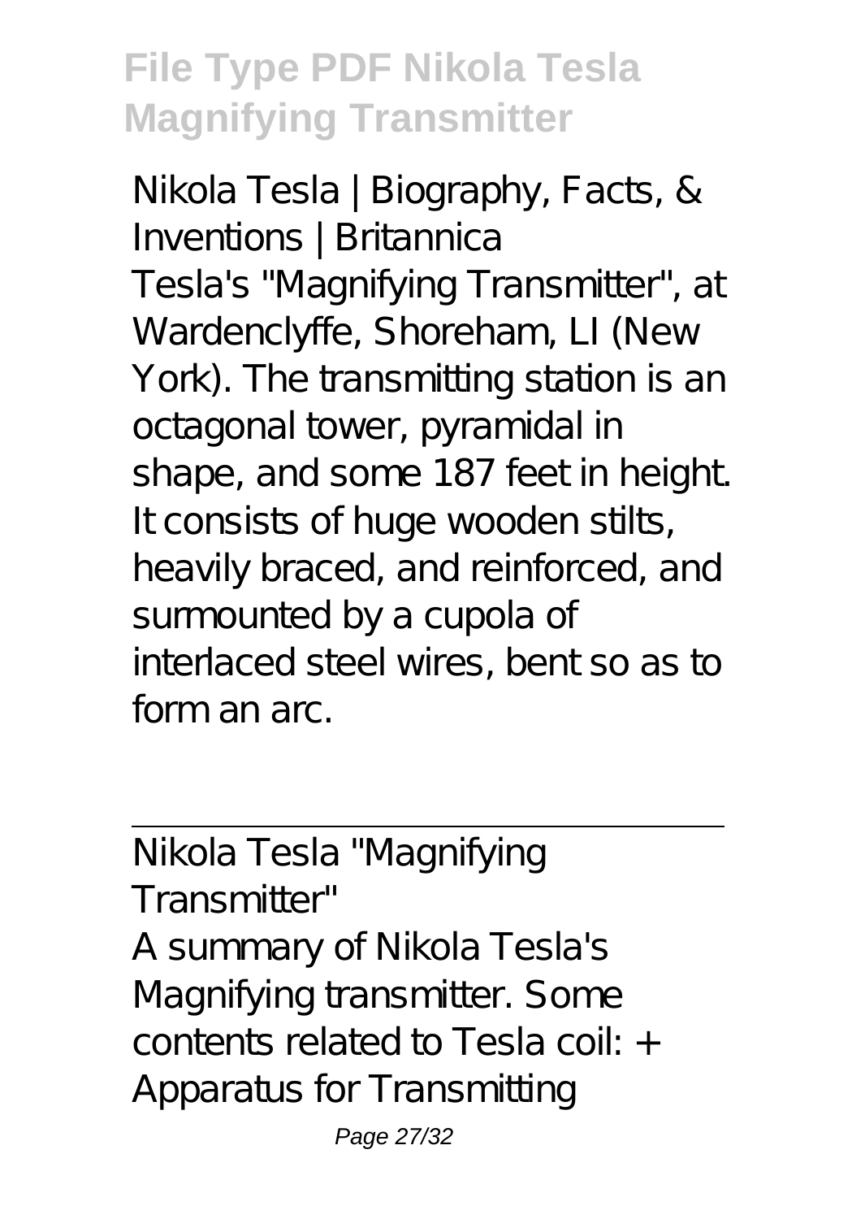Nikola Tesla | Biography, Facts, & Inventions | Britannica

Tesla's "Magnifying Transmitter", at Wardenclyffe, Shoreham, LI (New York). The transmitting station is an octagonal tower, pyramidal in shape, and some 187 feet in height. It consists of huge wooden stilts, heavily braced, and reinforced, and surmounted by a cupola of interlaced steel wires, bent so as to form an arc.

---

Nikola Tesla "Magnifying Transmitter"

A summary of Nikola Tesla's Magnifying transmitter. Some contents related to Tesla coil: + Apparatus for Transmitting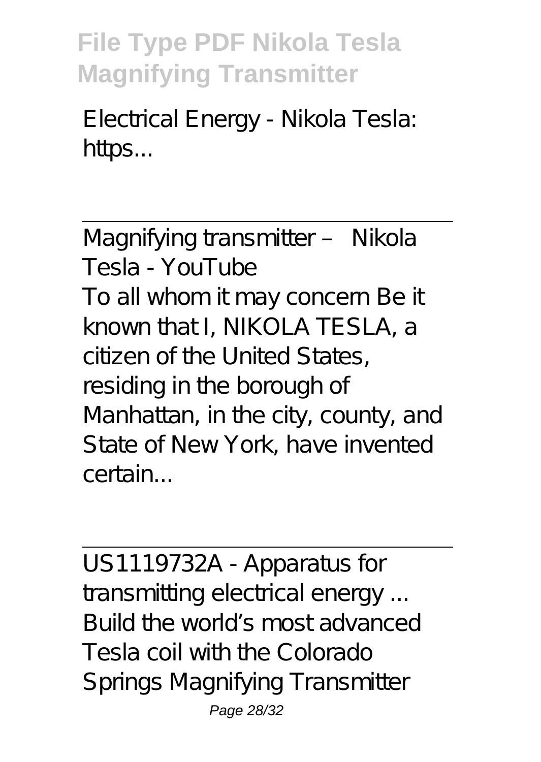Electrical Energy - Nikola Tesla: https...

---

Magnifying transmitter – Nikola Tesla - YouTube

To all whom it may concern Be it known that I, NIKOLA TESLA, a citizen of the United States, residing in the borough of Manhattan, in the city, county, and State of New York, have invented certain...

---

US1119732A - Apparatus for transmitting electrical energy ...

Build the world's most advanced Tesla coil with the Colorado Springs Magnifying Transmitter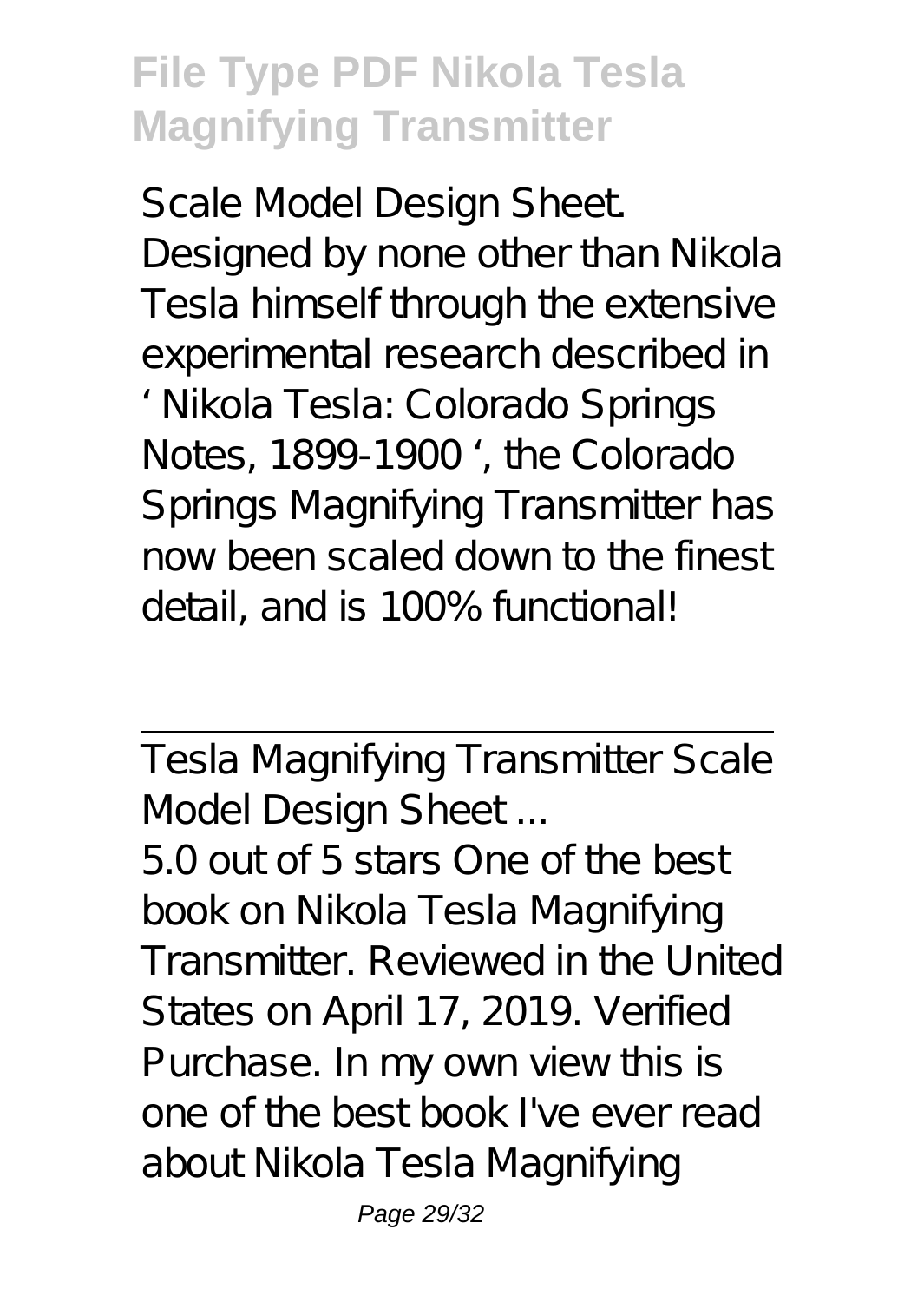Scale Model Design Sheet. Designed by none other than Nikola Tesla himself through the extensive experimental research described in ' Nikola Tesla: Colorado Springs Notes, 1899-1900 ', the Colorado Springs Magnifying Transmitter has now been scaled down to the finest detail, and is 100% functional!

---

Tesla Magnifying Transmitter Scale Model Design Sheet ...

5.0 out of 5 stars One of the best book on Nikola Tesla Magnifying Transmitter. Reviewed in the United States on April 17, 2019. Verified Purchase. In my own view this is one of the best book I've ever read about Nikola Tesla Magnifying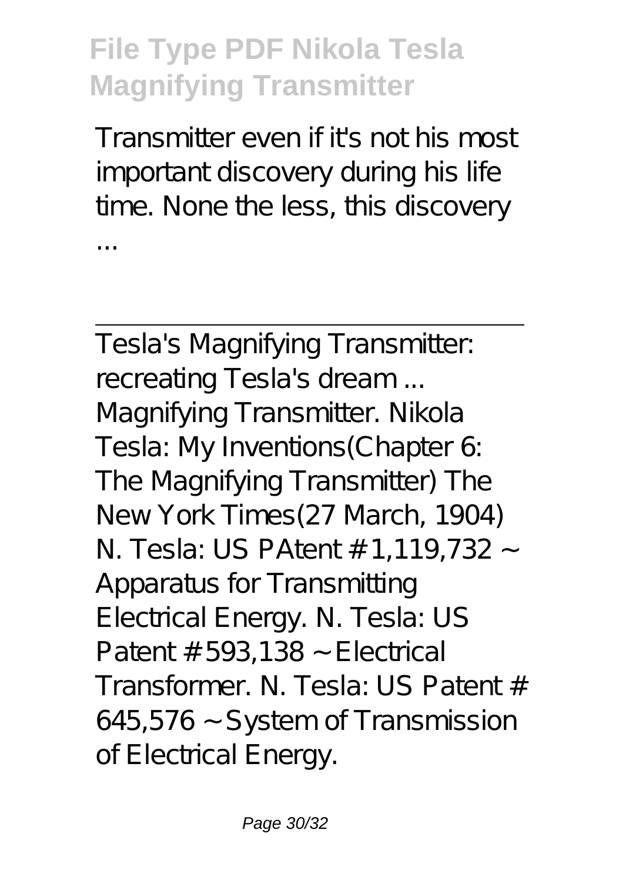Transmitter even if it's not his most important discovery during his life time. None the less, this discovery ...

---

Tesla's Magnifying Transmitter: recreating Tesla's dream ...

Magnifying Transmitter. Nikola Tesla: My Inventions(Chapter 6: The Magnifying Transmitter) The New York Times(27 March, 1904) N. Tesla: US PAtent # 1,119,732 ~ Apparatus for Transmitting Electrical Energy. N. Tesla: US Patent # 593,138 ~ Electrical Transformer. N. Tesla: US Patent # 645,576 ~ System of Transmission of Electrical Energy.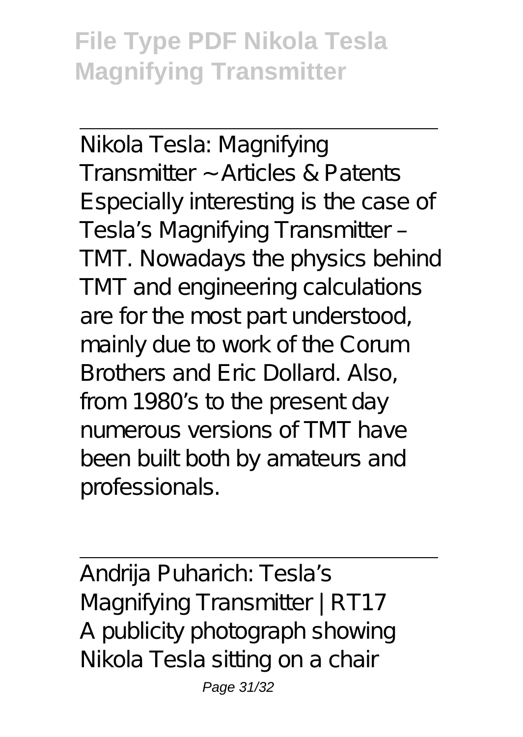Nikola Tesla: Magnifying Transmitter ~ Articles & Patents

Especially interesting is the case of Tesla's Magnifying Transmitter – TMT. Nowadays the physics behind TMT and engineering calculations are for the most part understood, mainly due to work of the Corum Brothers and Eric Dollard. Also, from 1980's to the present day numerous versions of TMT have been built both by amateurs and professionals.

Andrija Puharich: Tesla's Magnifying Transmitter | RT17

A publicity photograph showing Nikola Tesla sitting on a chair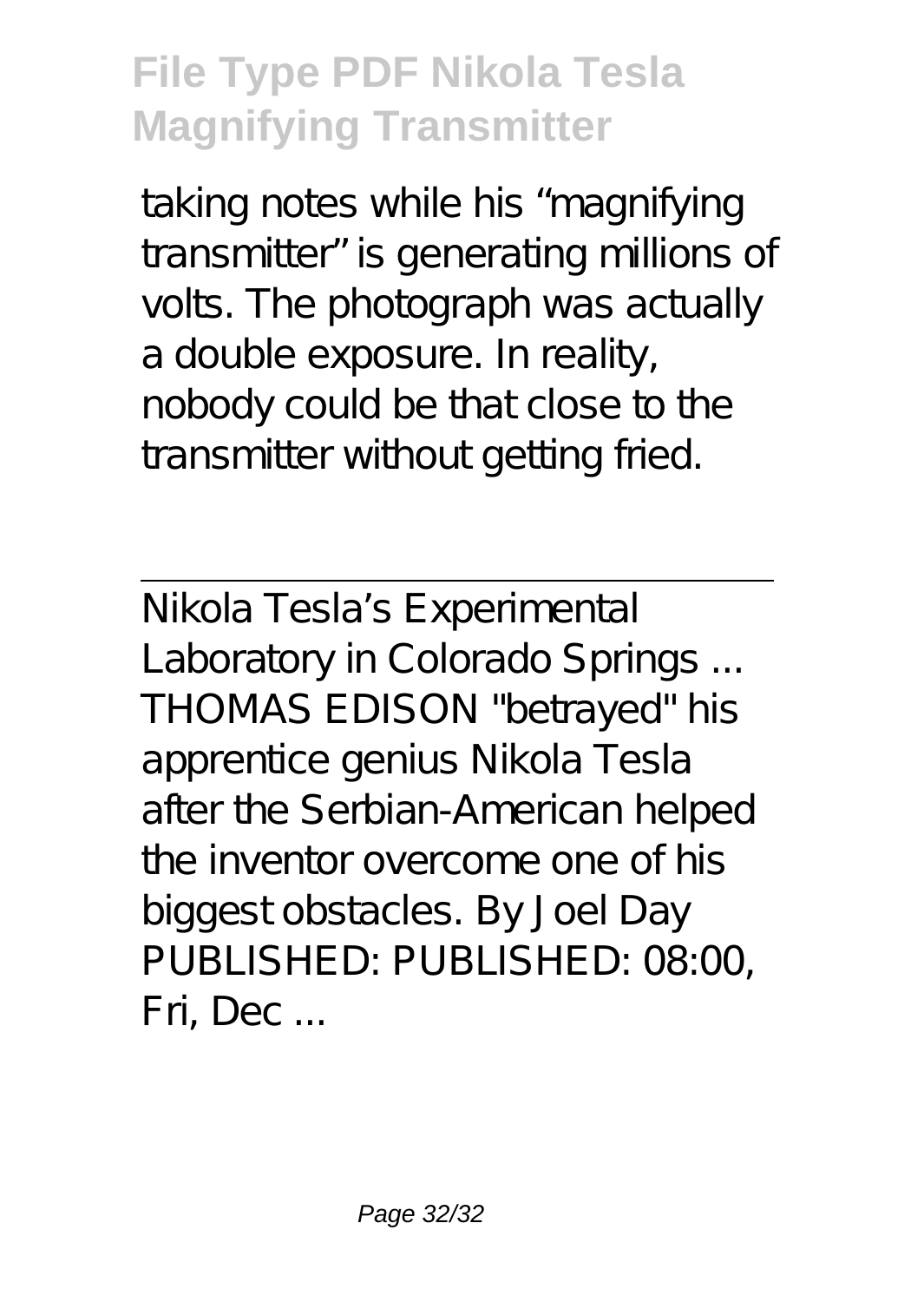taking notes while his "magnifying transmitter" is generating millions of volts. The photograph was actually a double exposure. In reality, nobody could be that close to the transmitter without getting fried.

---

Nikola Tesla's Experimental Laboratory in Colorado Springs ...
THOMAS EDISON "betrayed" his apprentice genius Nikola Tesla after the Serbian-American helped the inventor overcome one of his biggest obstacles. By Joel Day PUBLISHED: PUBLISHED: 08:00, Fri, Dec ...